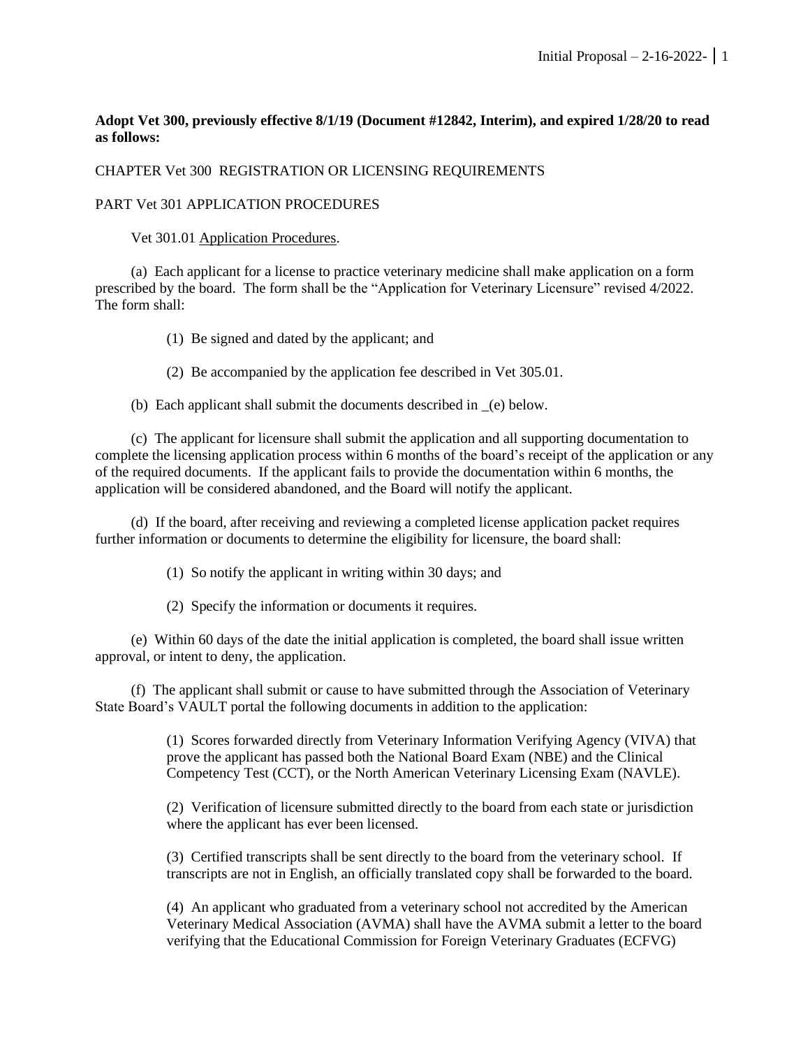**Adopt Vet 300, previously effective 8/1/19 (Document #12842, Interim), and expired 1/28/20 to read as follows:**

CHAPTER Vet 300 REGISTRATION OR LICENSING REQUIREMENTS

PART Vet 301 APPLICATION PROCEDURES

Vet 301.01 Application Procedures.

(a) Each applicant for a license to practice veterinary medicine shall make application on a form prescribed by the board. The form shall be the "Application for Veterinary Licensure" revised 4/2022. The form shall:

(1) Be signed and dated by the applicant; and

(2) Be accompanied by the application fee described in Vet 305.01.

(b) Each applicant shall submit the documents described in _(e) below.

(c) The applicant for licensure shall submit the application and all supporting documentation to complete the licensing application process within 6 months of the board's receipt of the application or any of the required documents. If the applicant fails to provide the documentation within 6 months, the application will be considered abandoned, and the Board will notify the applicant.

(d) If the board, after receiving and reviewing a completed license application packet requires further information or documents to determine the eligibility for licensure, the board shall:

(1) So notify the applicant in writing within 30 days; and

(2) Specify the information or documents it requires.

(e) Within 60 days of the date the initial application is completed, the board shall issue written approval, or intent to deny, the application.

(f) The applicant shall submit or cause to have submitted through the Association of Veterinary State Board's VAULT portal the following documents in addition to the application:

(1) Scores forwarded directly from Veterinary Information Verifying Agency (VIVA) that prove the applicant has passed both the National Board Exam (NBE) and the Clinical Competency Test (CCT), or the North American Veterinary Licensing Exam (NAVLE).

(2) Verification of licensure submitted directly to the board from each state or jurisdiction where the applicant has ever been licensed.

(3) Certified transcripts shall be sent directly to the board from the veterinary school. If transcripts are not in English, an officially translated copy shall be forwarded to the board.

(4) An applicant who graduated from a veterinary school not accredited by the American Veterinary Medical Association (AVMA) shall have the AVMA submit a letter to the board verifying that the Educational Commission for Foreign Veterinary Graduates (ECFVG)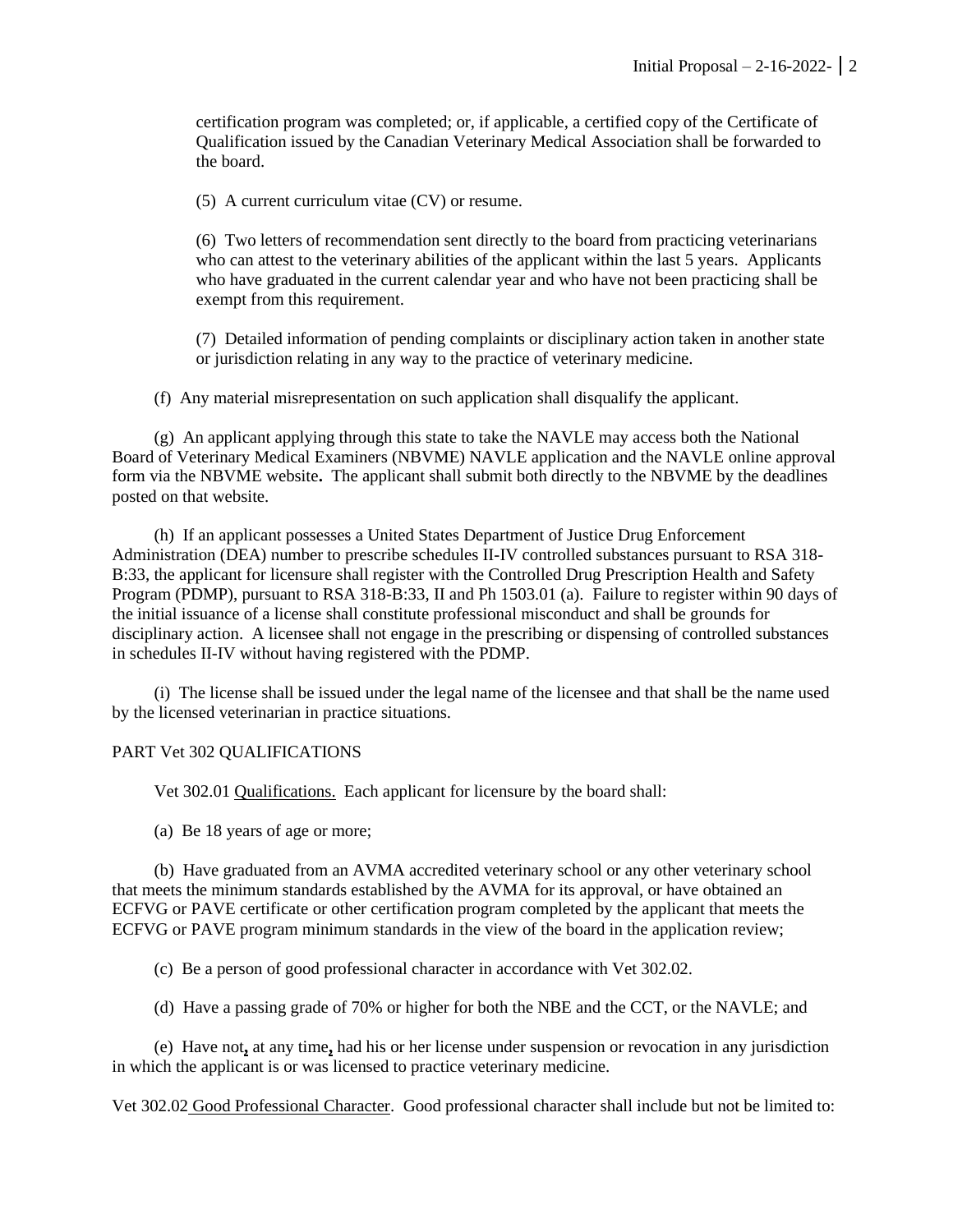certification program was completed; or, if applicable, a certified copy of the Certificate of Qualification issued by the Canadian Veterinary Medical Association shall be forwarded to the board.

(5) A current curriculum vitae (CV) or resume.

(6) Two letters of recommendation sent directly to the board from practicing veterinarians who can attest to the veterinary abilities of the applicant within the last 5 years. Applicants who have graduated in the current calendar year and who have not been practicing shall be exempt from this requirement.

(7) Detailed information of pending complaints or disciplinary action taken in another state or jurisdiction relating in any way to the practice of veterinary medicine.

(f) Any material misrepresentation on such application shall disqualify the applicant.

(g) An applicant applying through this state to take the NAVLE may access both the National Board of Veterinary Medical Examiners (NBVME) NAVLE application and the NAVLE online approval form via the NBVME website**.** The applicant shall submit both directly to the NBVME by the deadlines posted on that website.

(h) If an applicant possesses a United States Department of Justice Drug Enforcement Administration (DEA) number to prescribe schedules II-IV controlled substances pursuant to RSA 318-B:33, the applicant for licensure shall register with the Controlled Drug Prescription Health and Safety Program (PDMP), pursuant to RSA 318-B:33, II and Ph 1503.01 (a). Failure to register within 90 days of the initial issuance of a license shall constitute professional misconduct and shall be grounds for disciplinary action. A licensee shall not engage in the prescribing or dispensing of controlled substances in schedules II-IV without having registered with the PDMP.

(i) The license shall be issued under the legal name of the licensee and that shall be the name used by the licensed veterinarian in practice situations.

PART Vet 302 QUALIFICATIONS

Vet 302.01 Qualifications. Each applicant for licensure by the board shall:

(a) Be 18 years of age or more;

(b) Have graduated from an AVMA accredited veterinary school or any other veterinary school that meets the minimum standards established by the AVMA for its approval, or have obtained an ECFVG or PAVE certificate or other certification program completed by the applicant that meets the ECFVG or PAVE program minimum standards in the view of the board in the application review;

(c) Be a person of good professional character in accordance with Vet 302.02.

(d) Have a passing grade of 70% or higher for both the NBE and the CCT, or the NAVLE; and

(e) Have not**,** at any time**,** had his or her license under suspension or revocation in any jurisdiction in which the applicant is or was licensed to practice veterinary medicine.

Vet 302.02 Good Professional Character. Good professional character shall include but not be limited to: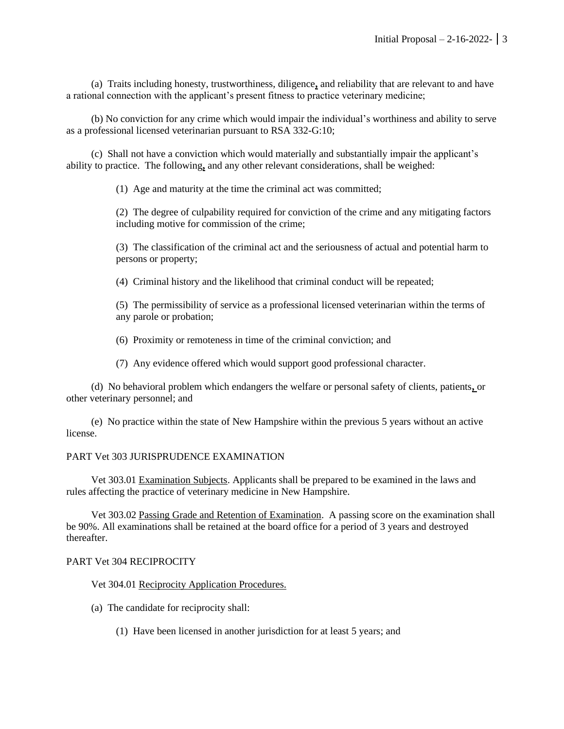(a) Traits including honesty, trustworthiness, diligence, and reliability that are relevant to and have a rational connection with the applicant's present fitness to practice veterinary medicine;

(b) No conviction for any crime which would impair the individual's worthiness and ability to serve as a professional licensed veterinarian pursuant to RSA 332-G:10;

(c) Shall not have a conviction which would materially and substantially impair the applicant's ability to practice. The following, and any other relevant considerations, shall be weighed:

(1) Age and maturity at the time the criminal act was committed;

(2) The degree of culpability required for conviction of the crime and any mitigating factors including motive for commission of the crime;

(3) The classification of the criminal act and the seriousness of actual and potential harm to persons or property;

(4) Criminal history and the likelihood that criminal conduct will be repeated;

(5) The permissibility of service as a professional licensed veterinarian within the terms of any parole or probation;

(6) Proximity or remoteness in time of the criminal conviction; and

(7) Any evidence offered which would support good professional character.

(d) No behavioral problem which endangers the welfare or personal safety of clients, patients, or other veterinary personnel; and

(e) No practice within the state of New Hampshire within the previous 5 years without an active license.

PART Vet 303 JURISPRUDENCE EXAMINATION

Vet 303.01 Examination Subjects. Applicants shall be prepared to be examined in the laws and rules affecting the practice of veterinary medicine in New Hampshire.

Vet 303.02 Passing Grade and Retention of Examination. A passing score on the examination shall be 90%. All examinations shall be retained at the board office for a period of 3 years and destroyed thereafter.

PART Vet 304 RECIPROCITY

Vet 304.01 Reciprocity Application Procedures.

(a) The candidate for reciprocity shall:

(1) Have been licensed in another jurisdiction for at least 5 years; and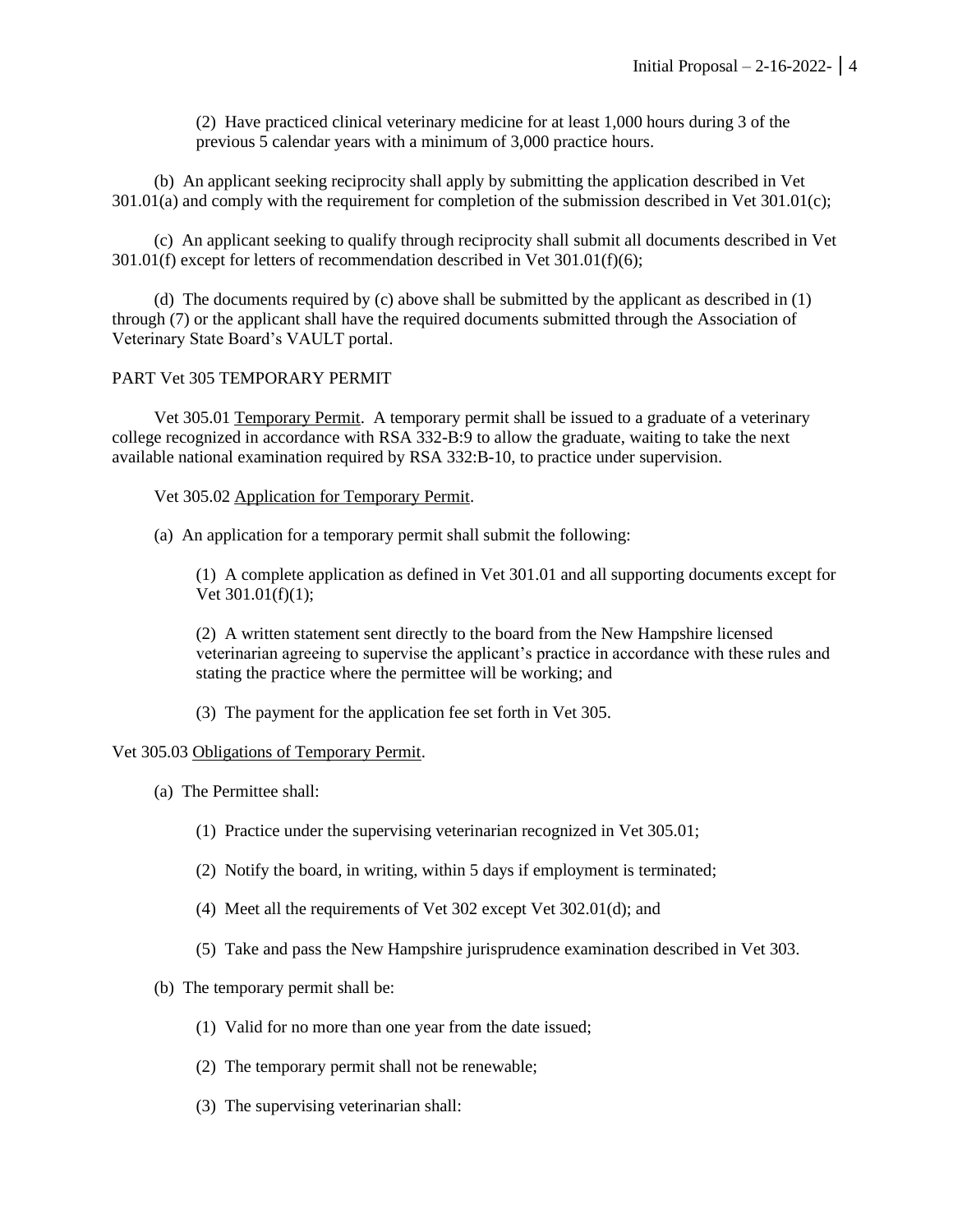(2) Have practiced clinical veterinary medicine for at least 1,000 hours during 3 of the previous 5 calendar years with a minimum of 3,000 practice hours.

(b) An applicant seeking reciprocity shall apply by submitting the application described in Vet 301.01(a) and comply with the requirement for completion of the submission described in Vet 301.01(c);

(c) An applicant seeking to qualify through reciprocity shall submit all documents described in Vet 301.01(f) except for letters of recommendation described in Vet 301.01(f)(6);

(d) The documents required by (c) above shall be submitted by the applicant as described in (1) through (7) or the applicant shall have the required documents submitted through the Association of Veterinary State Board's VAULT portal.

PART Vet 305 TEMPORARY PERMIT

Vet 305.01 Temporary Permit. A temporary permit shall be issued to a graduate of a veterinary college recognized in accordance with RSA 332-B:9 to allow the graduate, waiting to take the next available national examination required by RSA 332:B-10, to practice under supervision.

Vet 305.02 Application for Temporary Permit.

(a) An application for a temporary permit shall submit the following:

(1) A complete application as defined in Vet 301.01 and all supporting documents except for Vet 301.01(f)(1);

(2) A written statement sent directly to the board from the New Hampshire licensed veterinarian agreeing to supervise the applicant's practice in accordance with these rules and stating the practice where the permittee will be working; and

(3) The payment for the application fee set forth in Vet 305.

Vet 305.03 Obligations of Temporary Permit.

(a) The Permittee shall:

(1) Practice under the supervising veterinarian recognized in Vet 305.01;

(2) Notify the board, in writing, within 5 days if employment is terminated;

(4) Meet all the requirements of Vet 302 except Vet 302.01(d); and

(5) Take and pass the New Hampshire jurisprudence examination described in Vet 303.

(b) The temporary permit shall be:

(1) Valid for no more than one year from the date issued;

(2) The temporary permit shall not be renewable;

(3) The supervising veterinarian shall: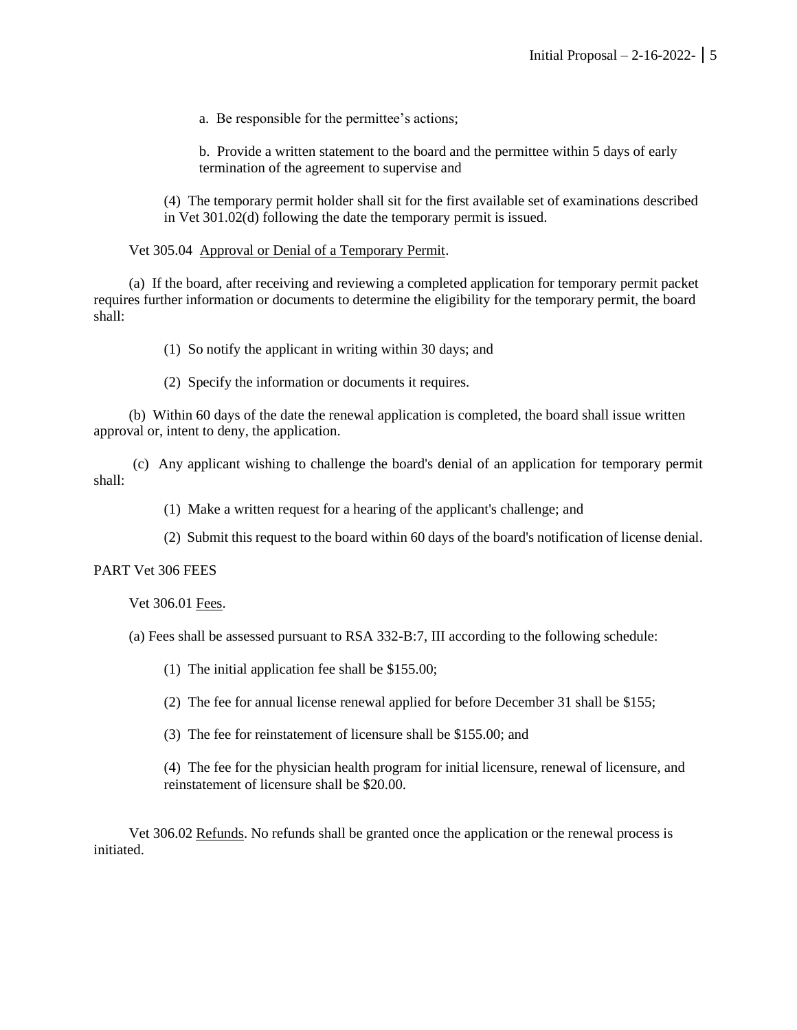a. Be responsible for the permittee's actions;

b. Provide a written statement to the board and the permittee within 5 days of early termination of the agreement to supervise and

(4) The temporary permit holder shall sit for the first available set of examinations described in Vet 301.02(d) following the date the temporary permit is issued.

Vet 305.04 Approval or Denial of a Temporary Permit.

(a) If the board, after receiving and reviewing a completed application for temporary permit packet requires further information or documents to determine the eligibility for the temporary permit, the board shall:

(1) So notify the applicant in writing within 30 days; and

(2) Specify the information or documents it requires.

(b) Within 60 days of the date the renewal application is completed, the board shall issue written approval or, intent to deny, the application.

(c) Any applicant wishing to challenge the board's denial of an application for temporary permit shall:

(1) Make a written request for a hearing of the applicant's challenge; and

(2) Submit this request to the board within 60 days of the board's notification of license denial.

PART Vet 306 FEES

Vet 306.01 Fees.

(a) Fees shall be assessed pursuant to RSA 332-B:7, III according to the following schedule:

(1) The initial application fee shall be $155.00;

(2) The fee for annual license renewal applied for before December 31 shall be $155;

(3) The fee for reinstatement of licensure shall be $155.00; and

(4) The fee for the physician health program for initial licensure, renewal of licensure, and reinstatement of licensure shall be $20.00.

Vet 306.02 Refunds. No refunds shall be granted once the application or the renewal process is initiated.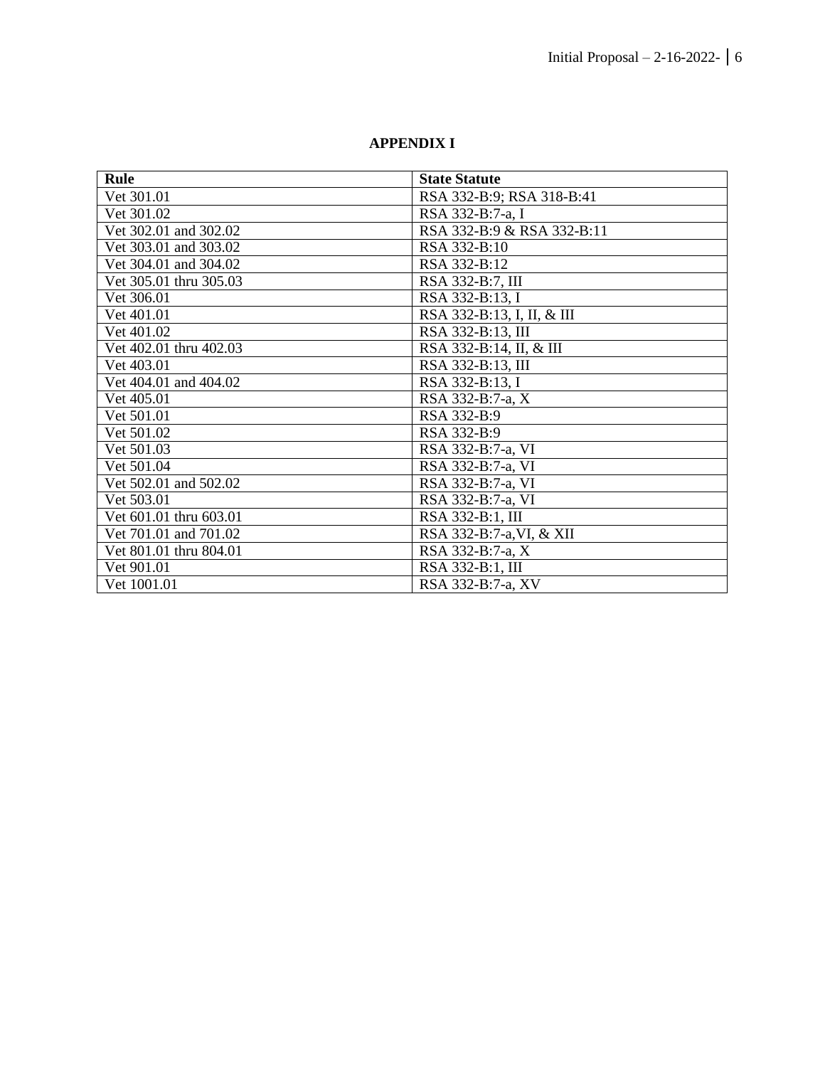**APPENDIX I**

| Rule | State Statute |
| --- | --- |
| Vet 301.01 | RSA 332-B:9; RSA 318-B:41 |
| Vet 301.02 | RSA 332-B:7-a, I |
| Vet 302.01 and 302.02 | RSA 332-B:9 & RSA 332-B:11 |
| Vet 303.01 and 303.02 | RSA 332-B:10 |
| Vet 304.01 and 304.02 | RSA 332-B:12 |
| Vet 305.01 thru 305.03 | RSA 332-B:7, III |
| Vet 306.01 | RSA 332-B:13, I |
| Vet 401.01 | RSA 332-B:13, I, II, & III |
| Vet 401.02 | RSA 332-B:13, III |
| Vet 402.01 thru 402.03 | RSA 332-B:14, II, & III |
| Vet 403.01 | RSA 332-B:13, III |
| Vet 404.01 and 404.02 | RSA 332-B:13, I |
| Vet 405.01 | RSA 332-B:7-a, X |
| Vet 501.01 | RSA 332-B:9 |
| Vet 501.02 | RSA 332-B:9 |
| Vet 501.03 | RSA 332-B:7-a, VI |
| Vet 501.04 | RSA 332-B:7-a, VI |
| Vet 502.01 and 502.02 | RSA 332-B:7-a, VI |
| Vet 503.01 | RSA 332-B:7-a, VI |
| Vet 601.01 thru 603.01 | RSA 332-B:1, III |
| Vet 701.01 and 701.02 | RSA 332-B:7-a,VI, & XII |
| Vet 801.01 thru 804.01 | RSA 332-B:7-a, X |
| Vet 901.01 | RSA 332-B:1, III |
| Vet 1001.01 | RSA 332-B:7-a, XV |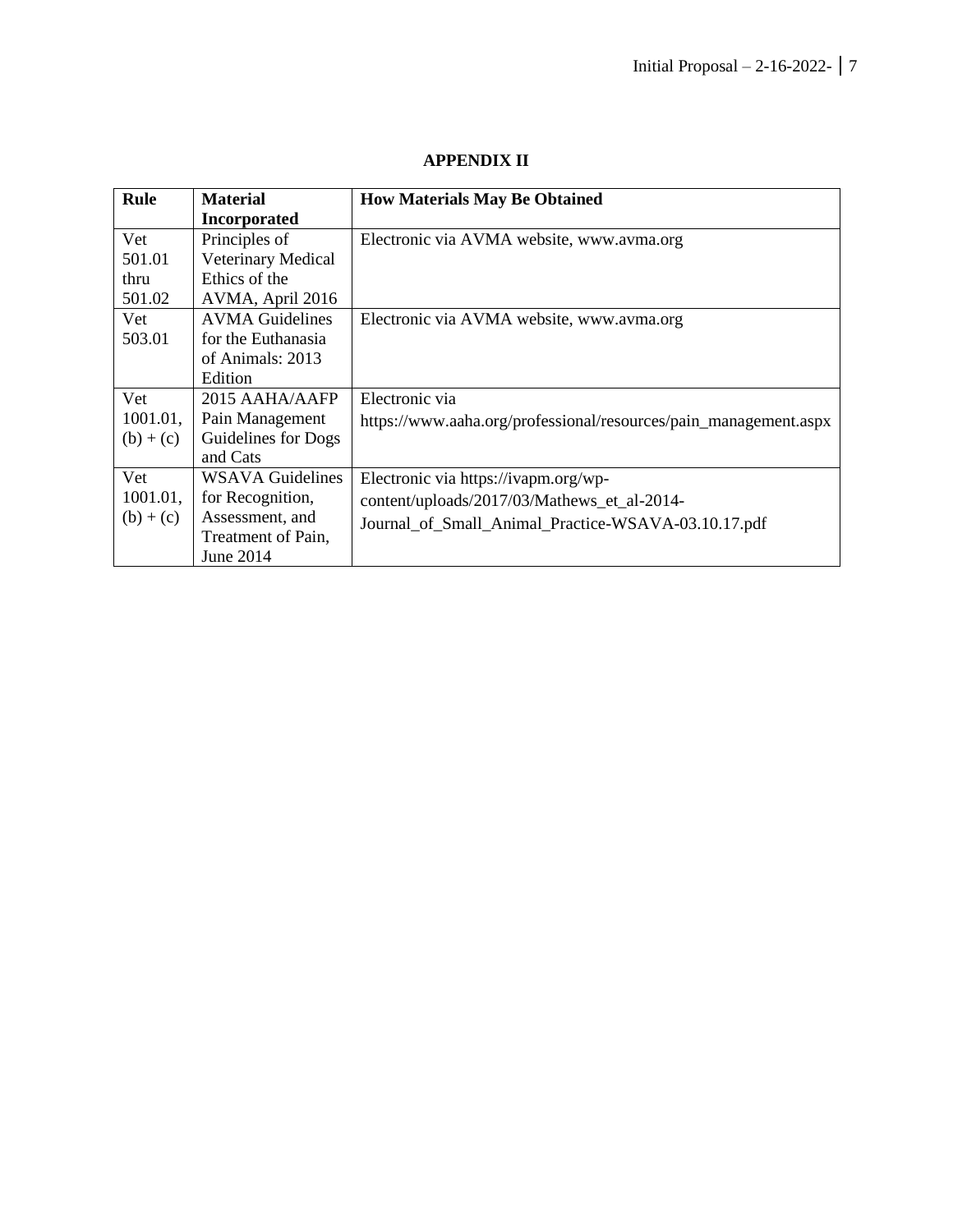**APPENDIX II**

| Rule | Material Incorporated | How Materials May Be Obtained |
|---|---|---|
| Vet 501.01 thru 501.02 | Principles of Veterinary Medical Ethics of the AVMA, April 2016 | Electronic via AVMA website, www.avma.org |
| Vet 503.01 | AVMA Guidelines for the Euthanasia of Animals: 2013 Edition | Electronic via AVMA website, www.avma.org |
| Vet 1001.01, (b) + (c) | 2015 AAHA/AAFP Pain Management Guidelines for Dogs and Cats | Electronic via https://www.aaha.org/professional/resources/pain_management.aspx |
| Vet 1001.01, (b) + (c) | WSAVA Guidelines for Recognition, Assessment, and Treatment of Pain, June 2014 | Electronic via https://ivapm.org/wp-content/uploads/2017/03/Mathews_et_al-2014-Journal_of_Small_Animal_Practice-WSAVA-03.10.17.pdf |